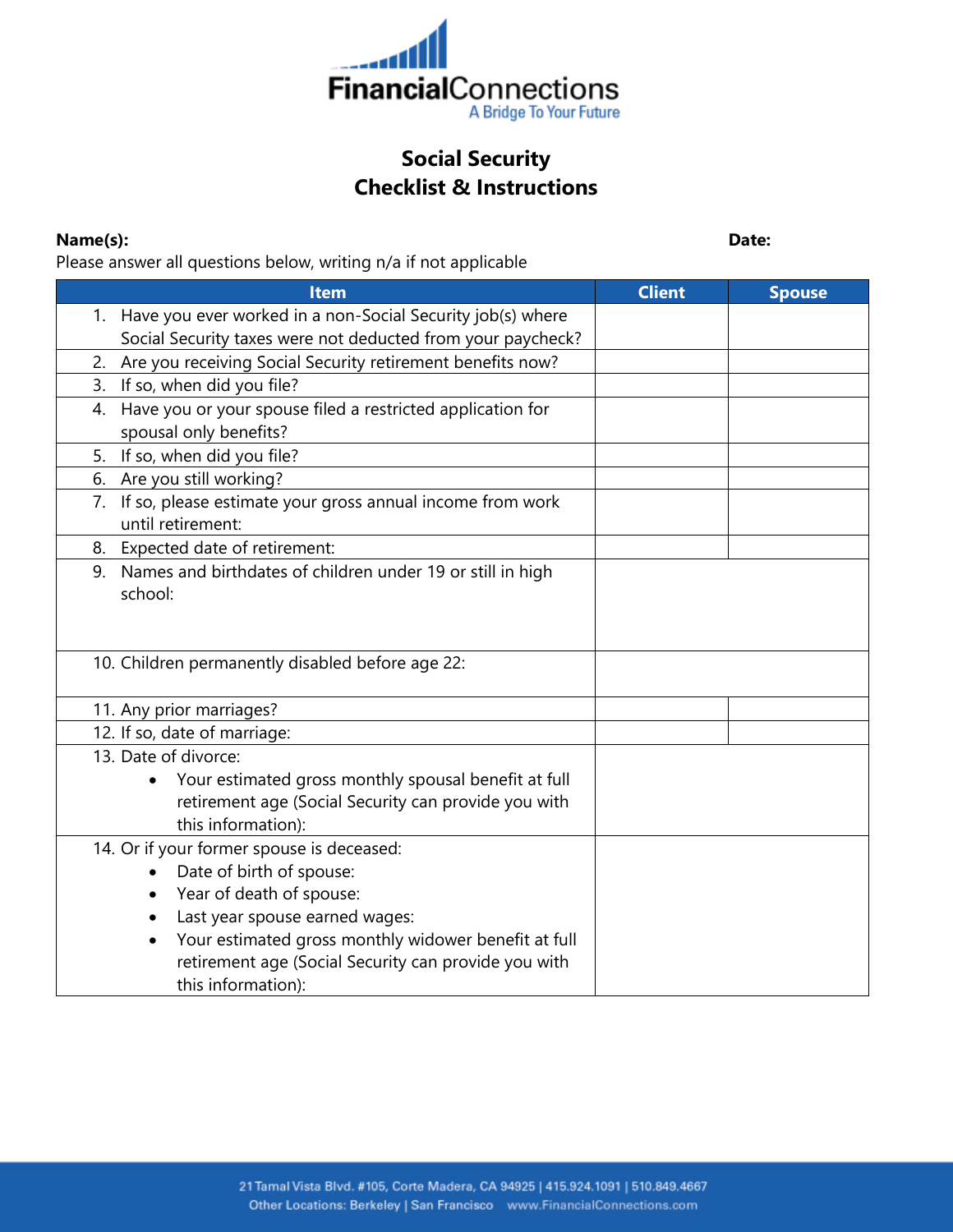# Social Security
# Checklist & Instructions

**Name(s):** **Date:**

Please answer all questions below, writing n/a if not applicable

| Item | Client | Spouse |
|---|---|---|
| 1. Have you ever worked in a non-Social Security job(s) where Social Security taxes were not deducted from your paycheck? | | |
| 2. Are you receiving Social Security retirement benefits now? | | |
| 3. If so, when did you file? | | |
| 4. Have you or your spouse filed a restricted application for spousal only benefits? | | |
| 5. If so, when did you file? | | |
| 6. Are you still working? | | |
| 7. If so, please estimate your gross annual income from work until retirement: | | |
| 8. Expected date of retirement: | | |
| 9. Names and birthdates of children under 19 or still in high school: | | |
| 10. Children permanently disabled before age 22: | | |
| 11. Any prior marriages? | | |
| 12. If so, date of marriage: | | |
| 13. Date of divorce:<br>• Your estimated gross monthly spousal benefit at full retirement age (Social Security can provide you with this information): | | |
| 14. Or if your former spouse is deceased:<br>• Date of birth of spouse:<br>• Year of death of spouse:<br>• Last year spouse earned wages:<br>• Your estimated gross monthly widower benefit at full retirement age (Social Security can provide you with this information): | | |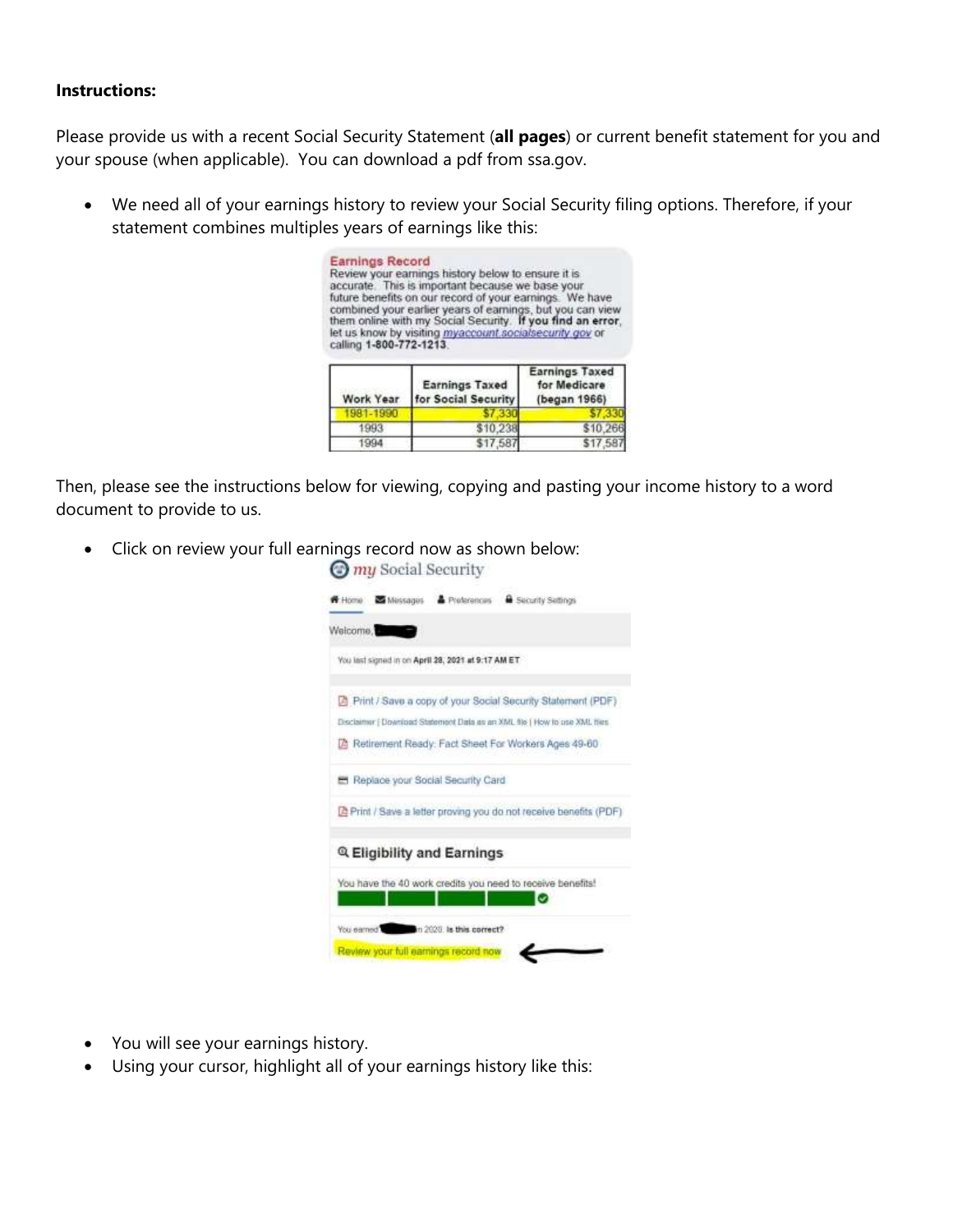**Instructions:**

Please provide us with a recent Social Security Statement (**all pages**) or current benefit statement for you and your spouse (when applicable). You can download a pdf from ssa.gov.

- We need all of your earnings history to review your Social Security filing options. Therefore, if your statement combines multiples years of earnings like this:

**Earnings Record**
Review your earnings history below to ensure it is accurate. This is important because we base your future benefits on our record of your earnings. We have combined your earlier years of earnings, but you can view them online with my Social Security. **If you find an error**, let us know by visiting myaccount.socialsecurity.gov or calling **1-800-772-1213**.

| Work Year | Earnings Taxed for Social Security | Earnings Taxed for Medicare (began 1966) |
|---|---|---|
| 1981-1990 | $7,330 | $7,330 |
| 1993 | $10,238 | $10,266 |
| 1994 | $17,587 | $17,587 |

Then, please see the instructions below for viewing, copying and pasting your income history to a word document to provide to us.

- Click on review your full earnings record now as shown below:

my Social Security

Home | Messages | Preferences | Security Settings

Welcome,

You last signed in on April 28, 2021 at 9:17 AM ET

Print / Save a copy of your Social Security Statement (PDF)

Disclaimer | Download Statement Data as an XML file | How to use XML files

Retirement Ready: Fact Sheet For Workers Ages 49-60

Replace your Social Security Card

Print / Save a letter proving you do not receive benefits (PDF)

**Eligibility and Earnings**

You have the 40 work credits you need to receive benefits!

You earned in 2020. **Is this correct?**

Review your full earnings record now

- You will see your earnings history.
- Using your cursor, highlight all of your earnings history like this: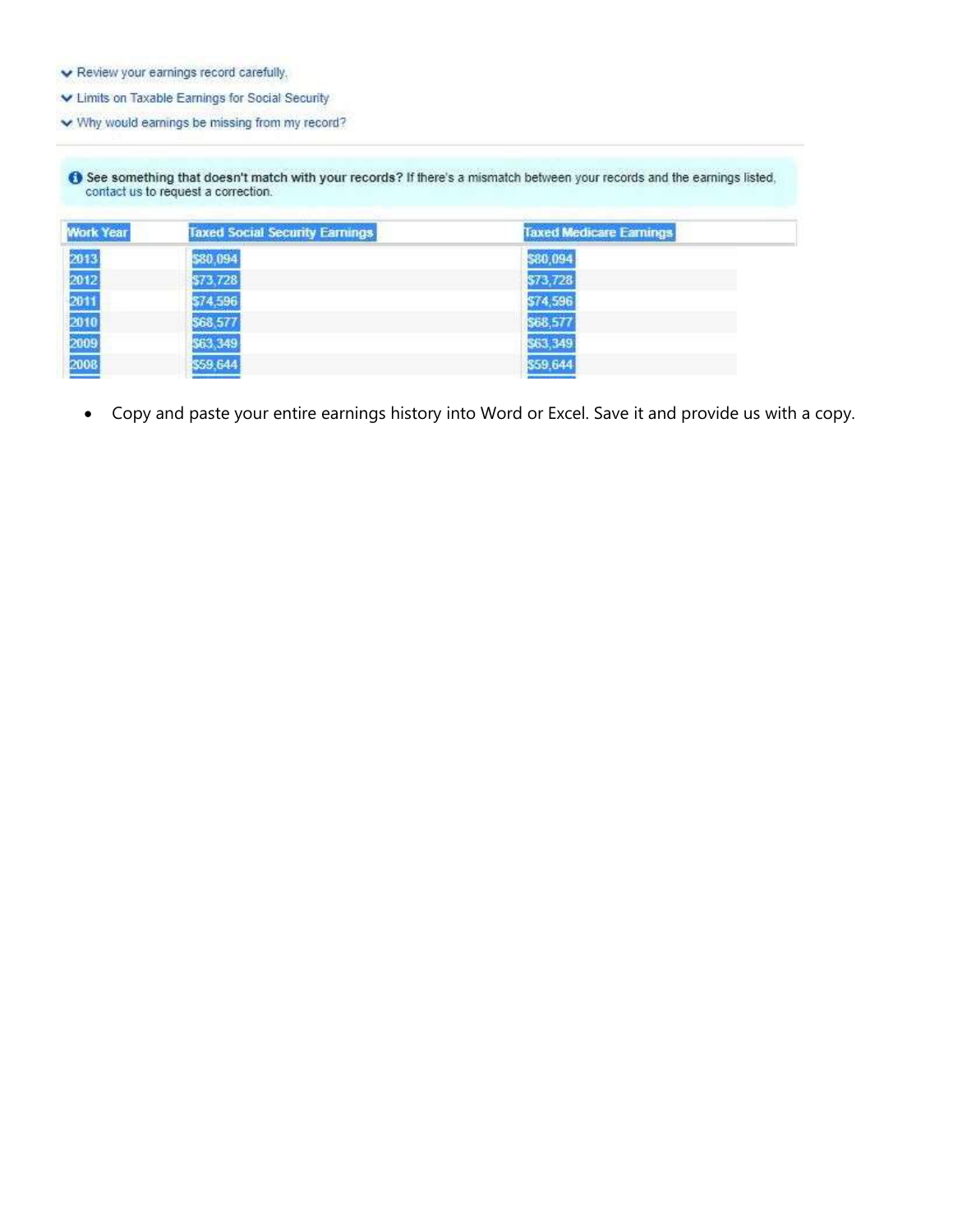- Review your earnings record carefully.
- Limits on Taxable Earnings for Social Security
- Why would earnings be missing from my record?

**See something that doesn't match with your records?** If there's a mismatch between your records and the earnings listed, contact us to request a correction.

| Work Year | Taxed Social Security Earnings | Taxed Medicare Earnings |
|---|---|---|
| 2013 | $80,094 | $80,094 |
| 2012 | $73,728 | $73,728 |
| 2011 | $74,596 | $74,596 |
| 2010 | $68,577 | $68,577 |
| 2009 | $63,349 | $63,349 |
| 2008 | $59,644 | $59,644 |

- Copy and paste your entire earnings history into Word or Excel. Save it and provide us with a copy.